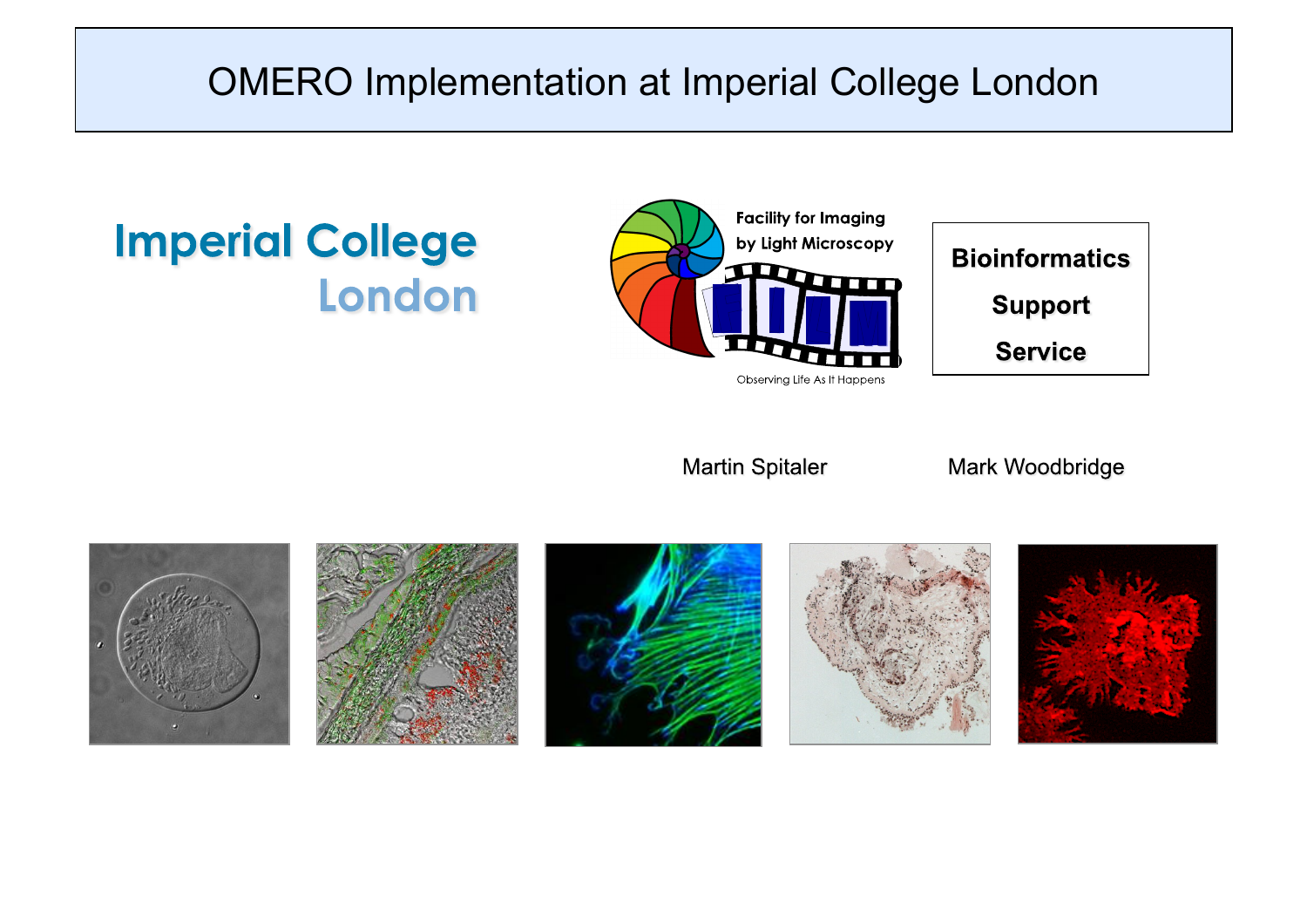# OMERO Implementation at Imperial College London

**Imperial College London**

**Facility for Imaging by Light Microscopy**

Observing Life As It Happens

**Bioinformatics Support Service**

Martin Spitaler

Mark Woodbridge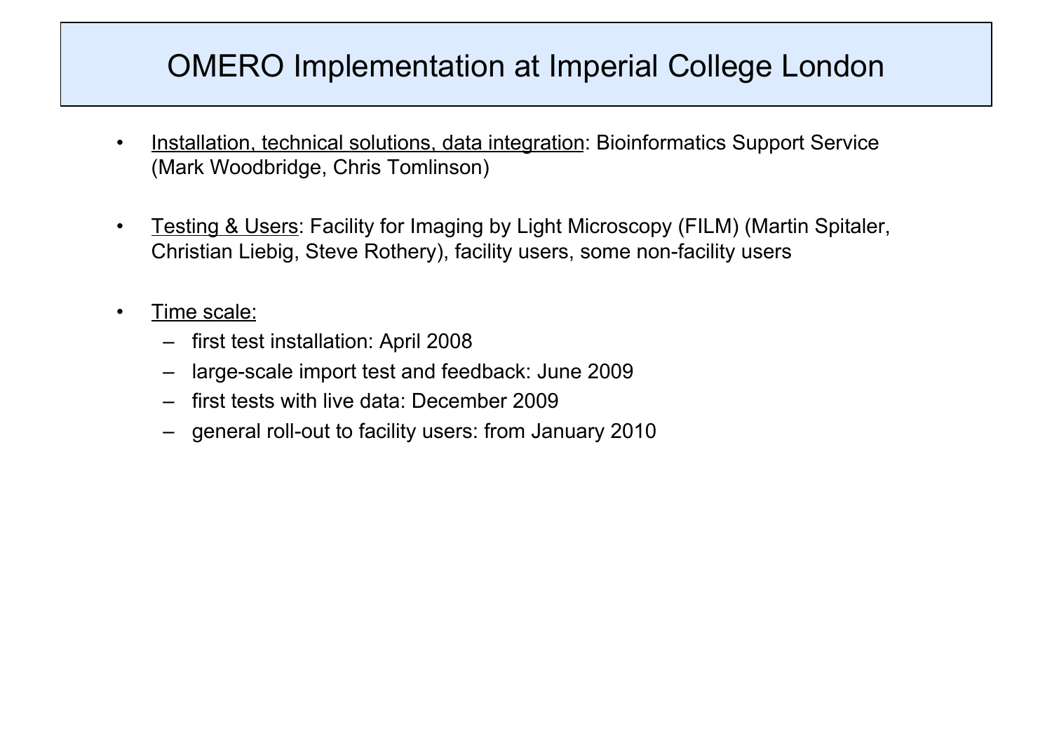# OMERO Implementation at Imperial College London

- Installation, technical solutions, data integration: Bioinformatics Support Service (Mark Woodbridge, Chris Tomlinson)
- Testing & Users: Facility for Imaging by Light Microscopy (FILM) (Martin Spitaler, Christian Liebig, Steve Rothery), facility users, some non-facility users
- Time scale:
  - first test installation: April 2008
  - large-scale import test and feedback: June 2009
  - first tests with live data: December 2009
  - general roll-out to facility users: from January 2010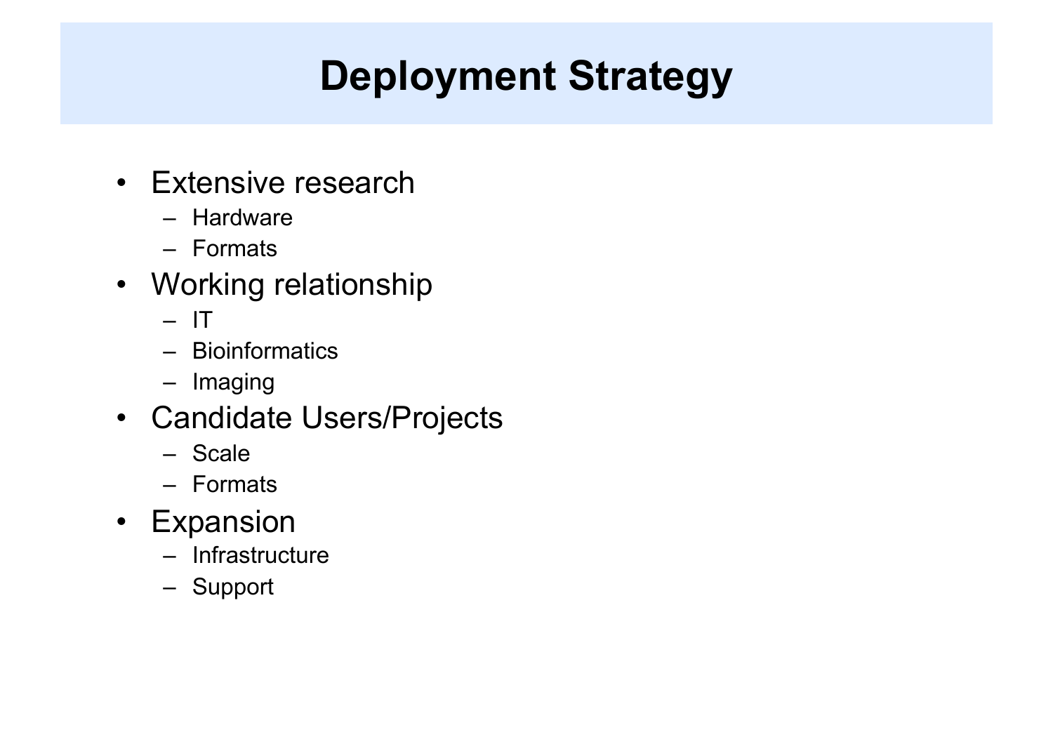# Deployment Strategy

- Extensive research
  - Hardware
  - Formats
- Working relationship
  - IT
  - Bioinformatics
  - Imaging
- Candidate Users/Projects
  - Scale
  - Formats
- Expansion
  - Infrastructure
  - Support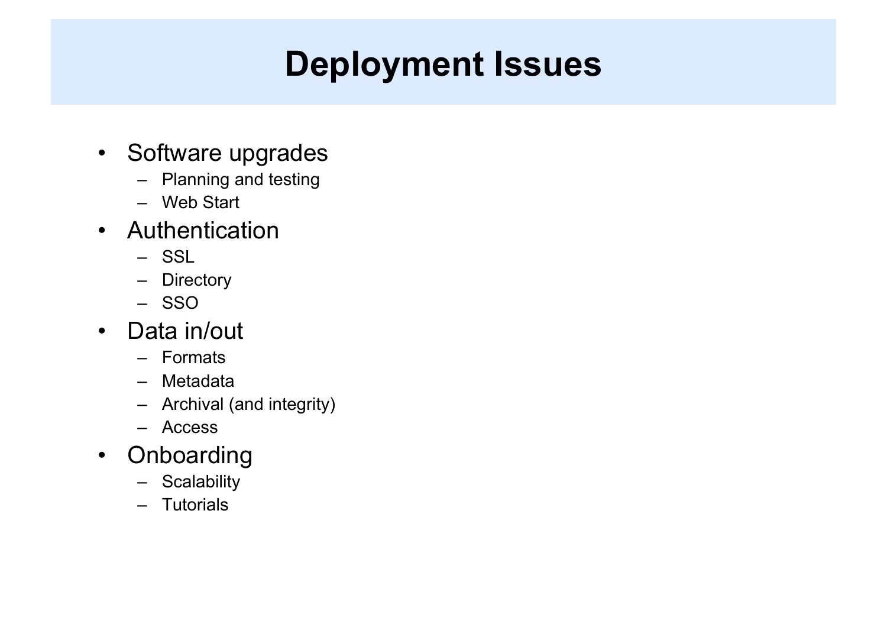# Deployment Issues

- Software upgrades
  - Planning and testing
  - Web Start
- Authentication
  - SSL
  - Directory
  - SSO
- Data in/out
  - Formats
  - Metadata
  - Archival (and integrity)
  - Access
- Onboarding
  - Scalability
  - Tutorials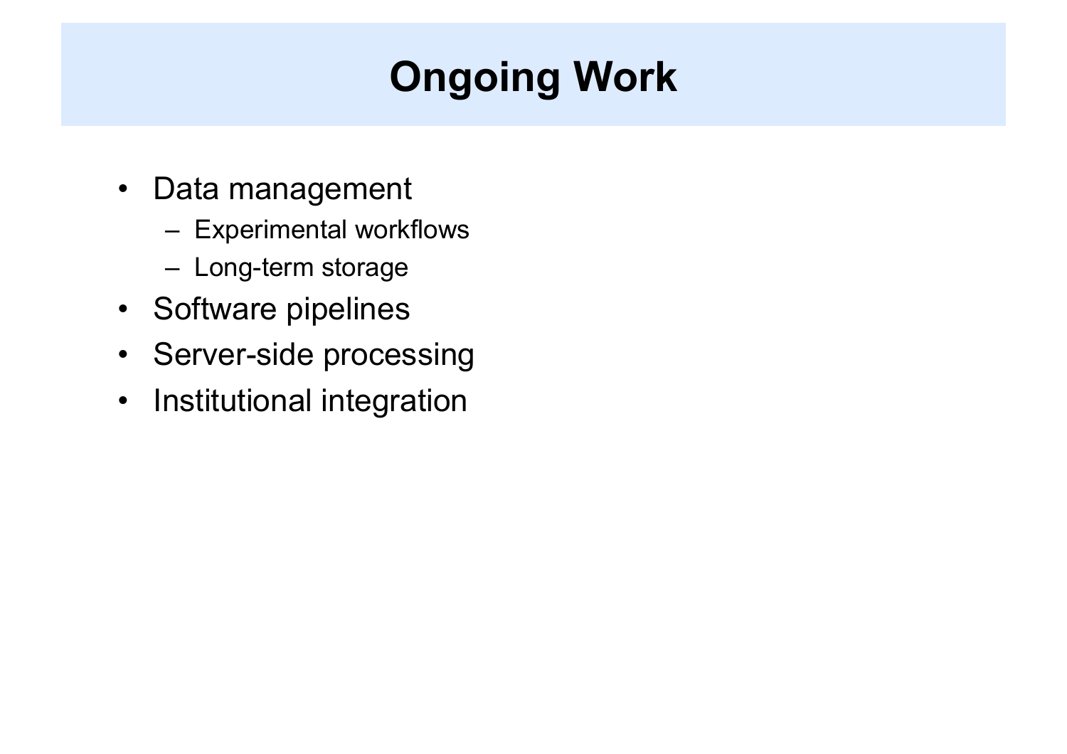# Ongoing Work

- Data management
  - Experimental workflows
  - Long-term storage
- Software pipelines
- Server-side processing
- Institutional integration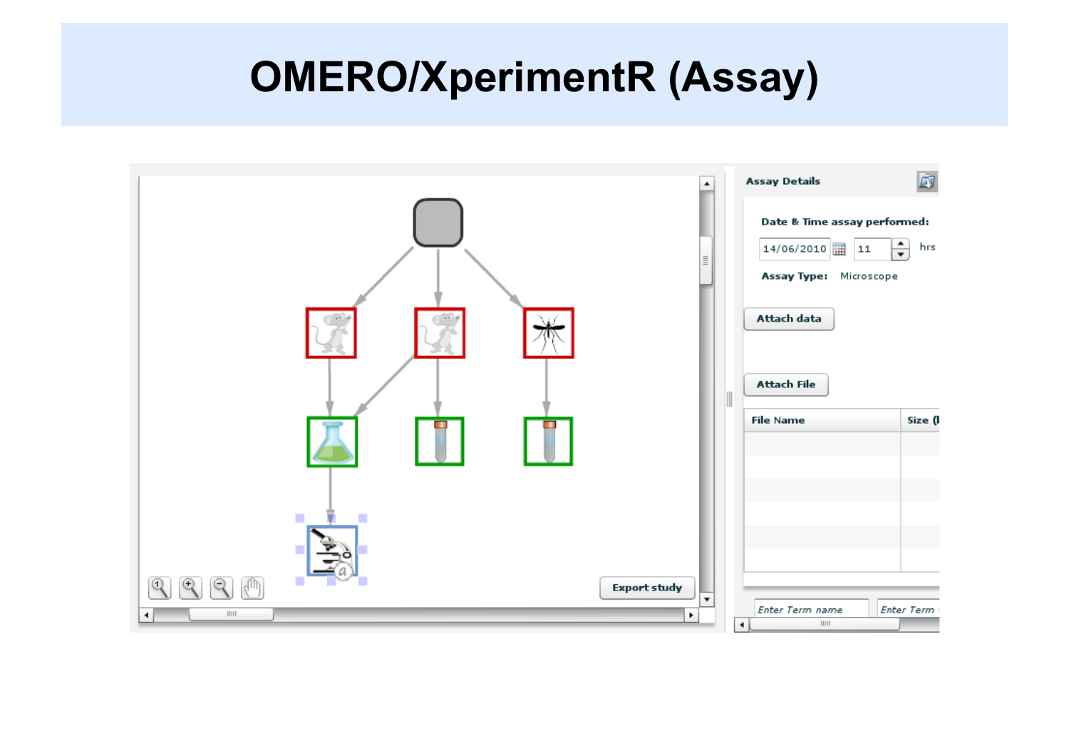# OMERO/XperimentR (Assay)

Export study

Assay Details

Date & Time assay performed:

14/06/2010 | 11 | hrs

Assay Type: Microscope

Attach data

Attach File

| File Name | Size ( |
| --- | --- |

Enter Term name | Enter Term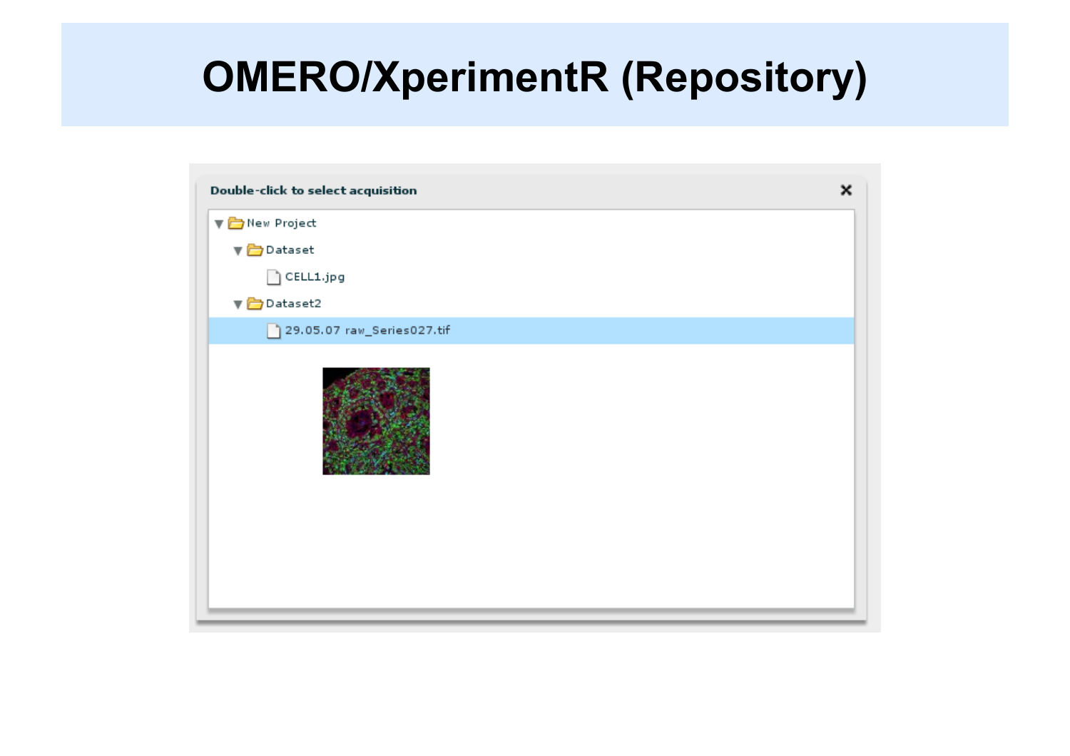# OMERO/XperimentR (Repository)

Double-click to select acquisition

- New Project
  - Dataset
    - CELL1.jpg
  - Dataset2
    - 29.05.07 raw_Series027.tif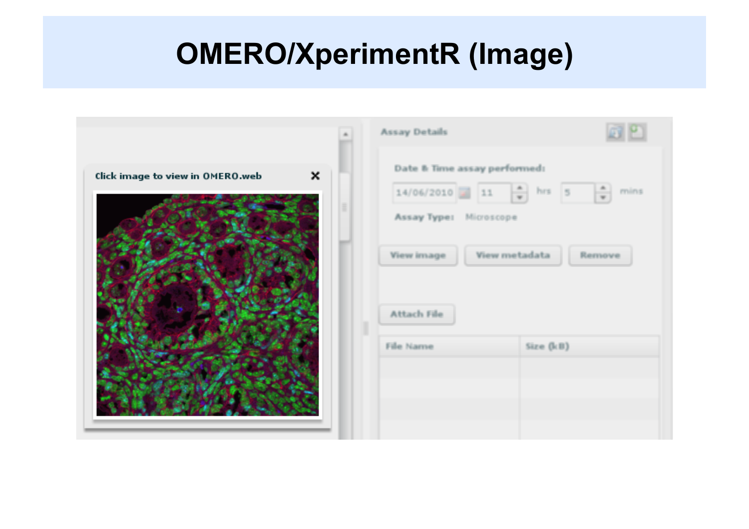# OMERO/XperimentR (Image)

Click image to view in OMERO.web

Assay Details

Date & Time assay performed:

14/06/2010 | 11 hrs | 5 mins

Assay Type: Microscope

View image | View metadata | Remove

Attach File

| File Name | Size (kB) |
| --- | --- |
| | |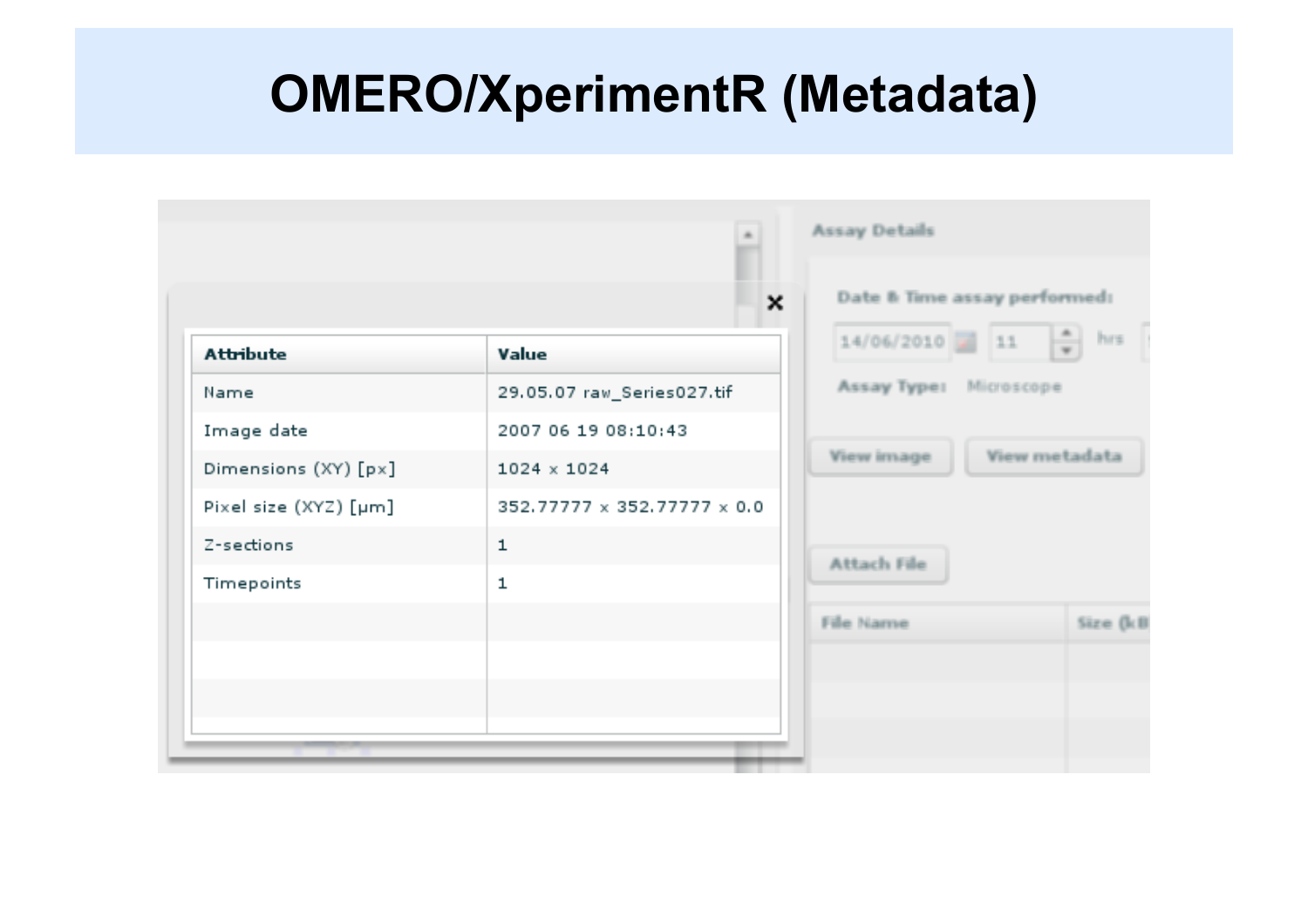# OMERO/XperimentR (Metadata)

| Attribute | Value |
|---|---|
| Name | 29.05.07 raw_Series027.tif |
| Image date | 2007 06 19 08:10:43 |
| Dimensions (XY) [px] | 1024 x 1024 |
| Pixel size (XYZ) [µm] | 352.77777 x 352.77777 x 0.0 |
| Z-sections | 1 |
| Timepoints | 1 |

Assay Details

Date & Time assay performed: 14/06/2010 11 hrs

Assay Type: Microscope

View image | View metadata

Attach File

| File Name | Size (kB |
|---|---|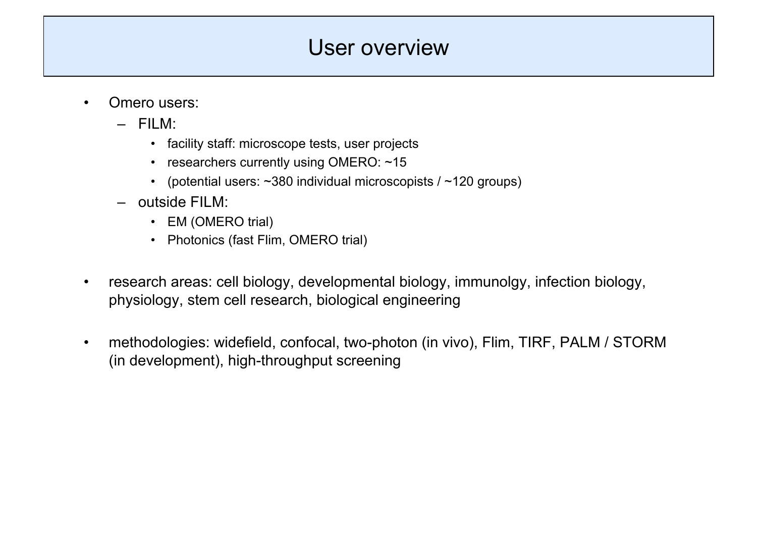# User overview

- Omero users:
  - FILM:
    - facility staff: microscope tests, user projects
    - researchers currently using OMERO: ~15
    - (potential users: ~380 individual microscopists / ~120 groups)
  - outside FILM:
    - EM (OMERO trial)
    - Photonics (fast Flim, OMERO trial)

- research areas: cell biology, developmental biology, immunolgy, infection biology, physiology, stem cell research, biological engineering

- methodologies: widefield, confocal, two-photon (in vivo), Flim, TIRF, PALM / STORM (in development), high-throughput screening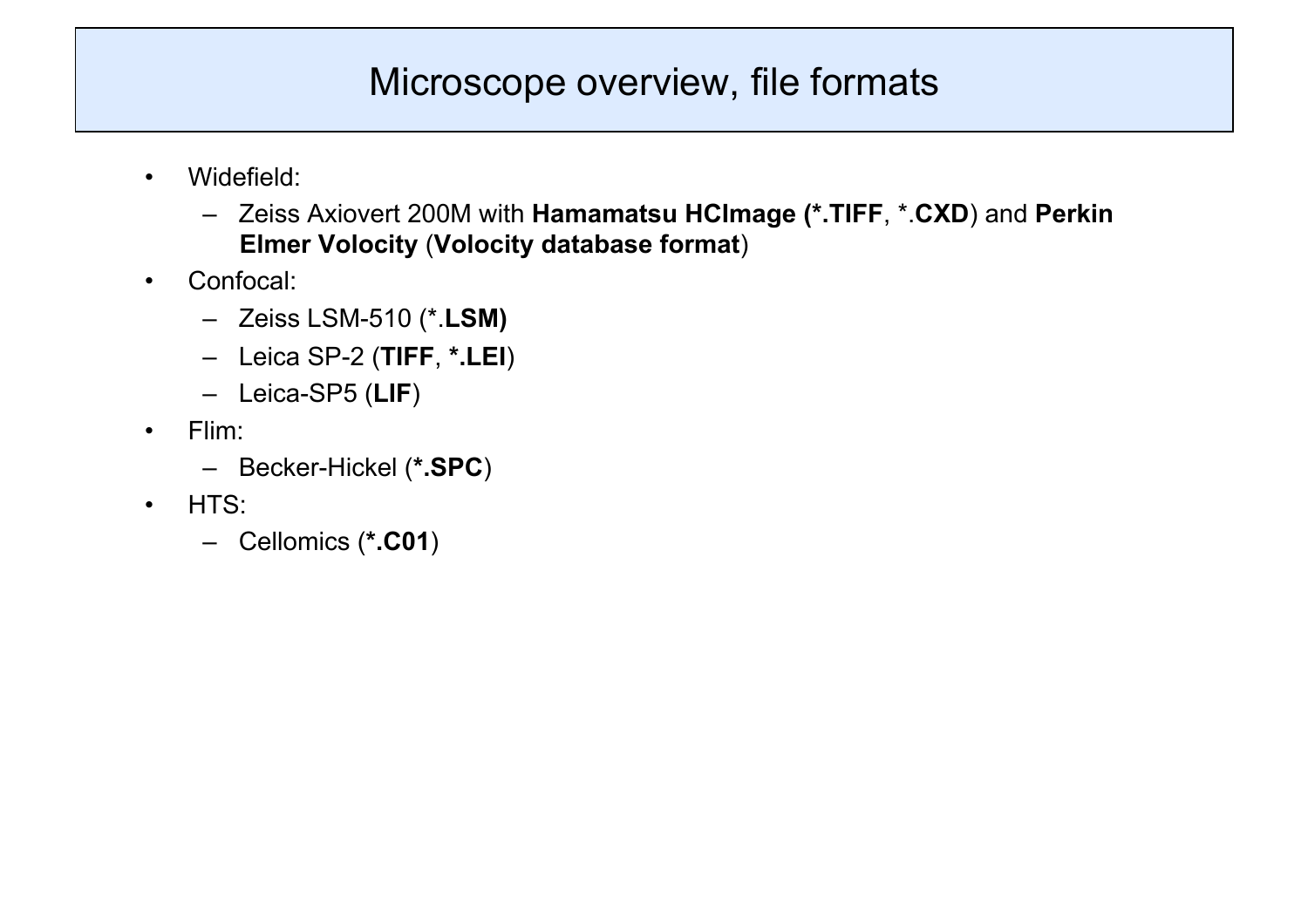# Microscope overview, file formats

- Widefield:
  - Zeiss Axiovert 200M with **Hamamatsu HCImage (*.TIFF**, *.**CXD**) and **Perkin Elmer Volocity** (**Volocity database format**)
- Confocal:
  - Zeiss LSM-510 (*.**LSM)**
  - Leica SP-2 (**TIFF**, ***.LEI**)
  - Leica-SP5 (**LIF**)
- Flim:
  - Becker-Hickel (***.SPC**)
- HTS:
  - Cellomics (***.C01**)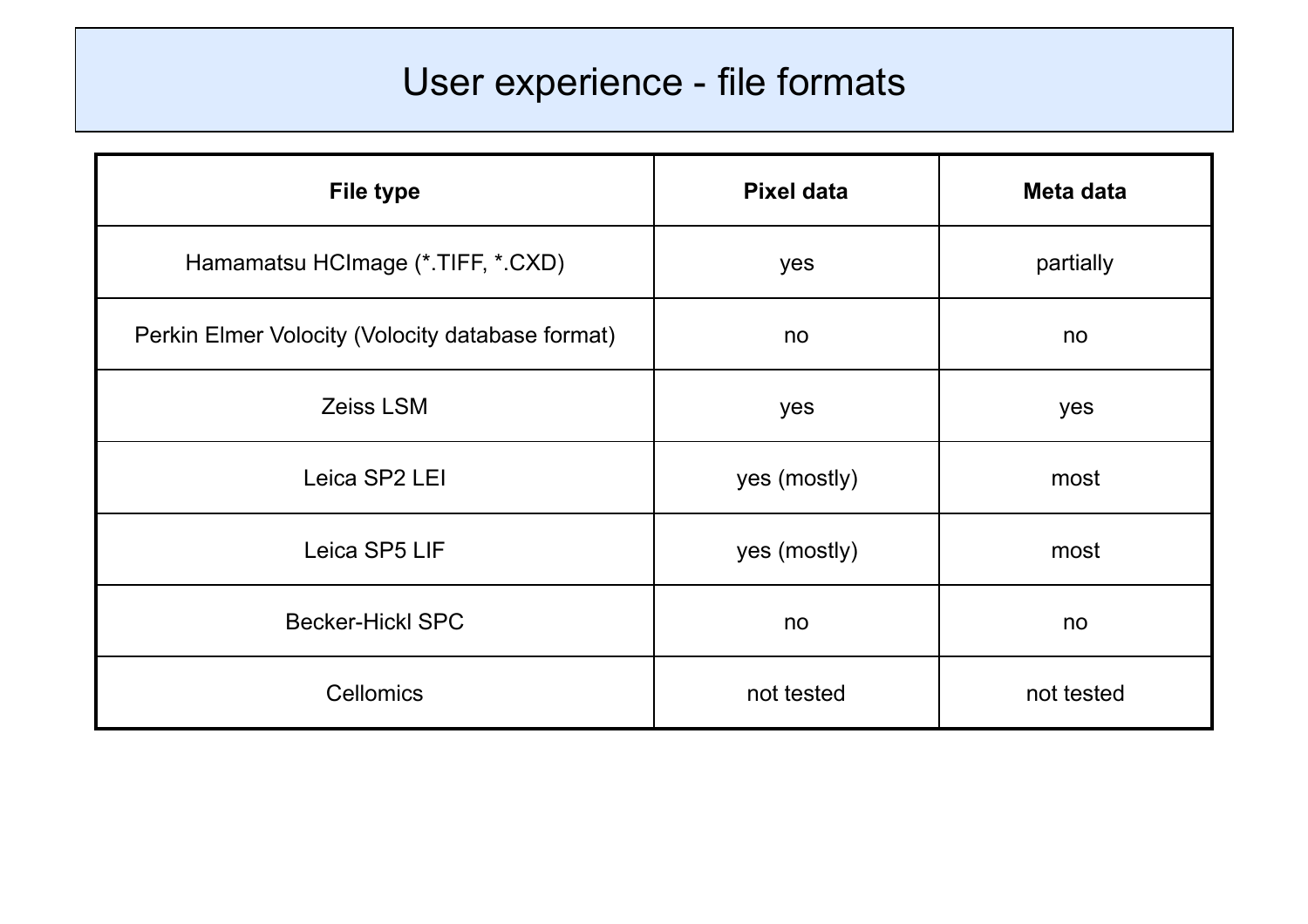# User experience - file formats

| File type | Pixel data | Meta data |
|---|---|---|
| Hamamatsu HCImage (*.TIFF, *.CXD) | yes | partially |
| Perkin Elmer Volocity (Volocity database format) | no | no |
| Zeiss LSM | yes | yes |
| Leica SP2 LEI | yes (mostly) | most |
| Leica SP5 LIF | yes (mostly) | most |
| Becker-Hickl SPC | no | no |
| Cellomics | not tested | not tested |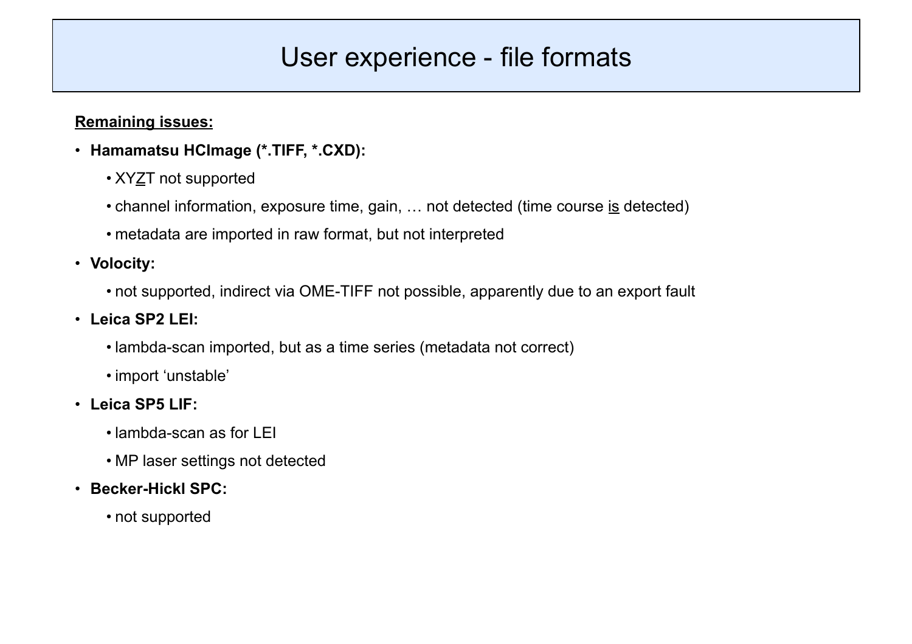# User experience - file formats

<u>**Remaining issues:**</u>

- **Hamamatsu HCImage (*.TIFF, *.CXD):**
  - XY<u>Z</u>T not supported
  - channel information, exposure time, gain, … not detected (time course <u>is</u> detected)
  - metadata are imported in raw format, but not interpreted
- **Volocity:**
  - not supported, indirect via OME-TIFF not possible, apparently due to an export fault
- **Leica SP2 LEI:**
  - lambda-scan imported, but as a time series (metadata not correct)
  - import 'unstable'
- **Leica SP5 LIF:**
  - lambda-scan as for LEI
  - MP laser settings not detected
- **Becker-Hickl SPC:**
  - not supported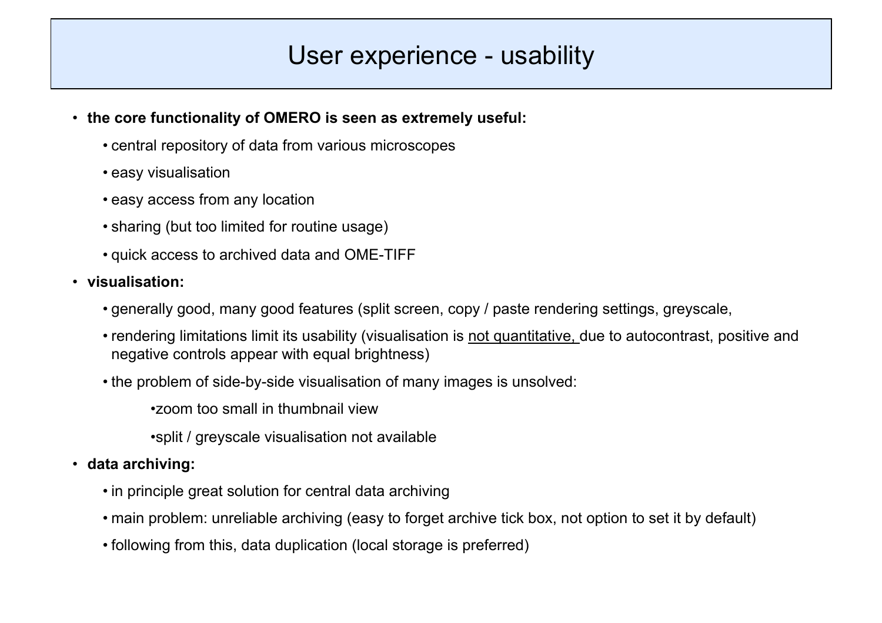# User experience - usability

- **the core functionality of OMERO is seen as extremely useful:**
  - central repository of data from various microscopes
  - easy visualisation
  - easy access from any location
  - sharing (but too limited for routine usage)
  - quick access to archived data and OME-TIFF
- **visualisation:**
  - generally good, many good features (split screen, copy / paste rendering settings, greyscale,
  - rendering limitations limit its usability (visualisation is <u>not quantitative,</u> due to autocontrast, positive and negative controls appear with equal brightness)
  - the problem of side-by-side visualisation of many images is unsolved:
    - zoom too small in thumbnail view
    - split / greyscale visualisation not available
- **data archiving:**
  - in principle great solution for central data archiving
  - main problem: unreliable archiving (easy to forget archive tick box, not option to set it by default)
  - following from this, data duplication (local storage is preferred)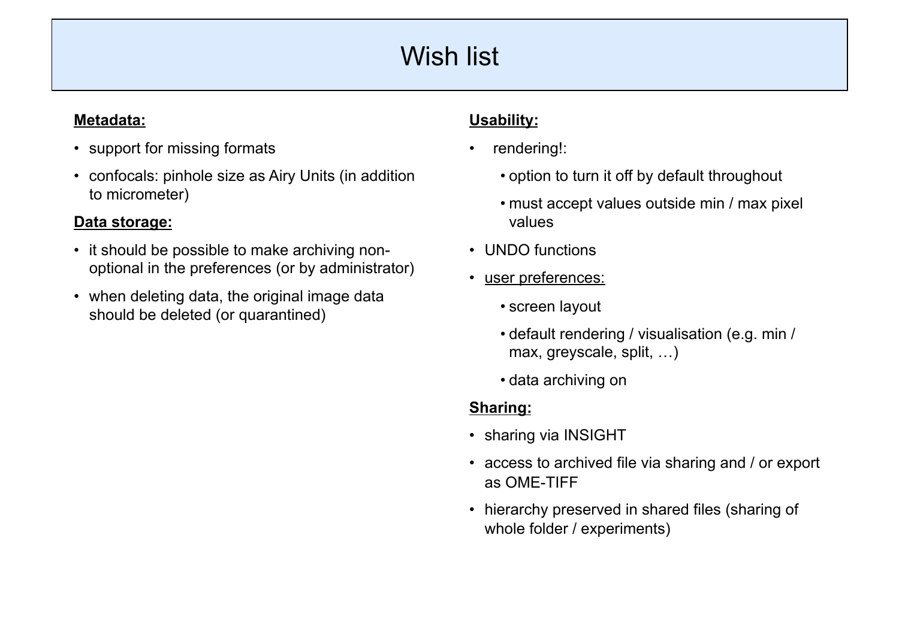# Wish list

**Metadata:**

- support for missing formats
- confocals: pinhole size as Airy Units (in addition to micrometer)

**Data storage:**

- it should be possible to make archiving non-optional in the preferences (or by administrator)
- when deleting data, the original image data should be deleted (or quarantined)

**Usability:**

- rendering!:
  - option to turn it off by default throughout
  - must accept values outside min / max pixel values
- UNDO functions
- user preferences:
  - screen layout
  - default rendering / visualisation (e.g. min / max, greyscale, split, …)
  - data archiving on

**Sharing:**

- sharing via INSIGHT
- access to archived file via sharing and / or export as OME-TIFF
- hierarchy preserved in shared files (sharing of whole folder / experiments)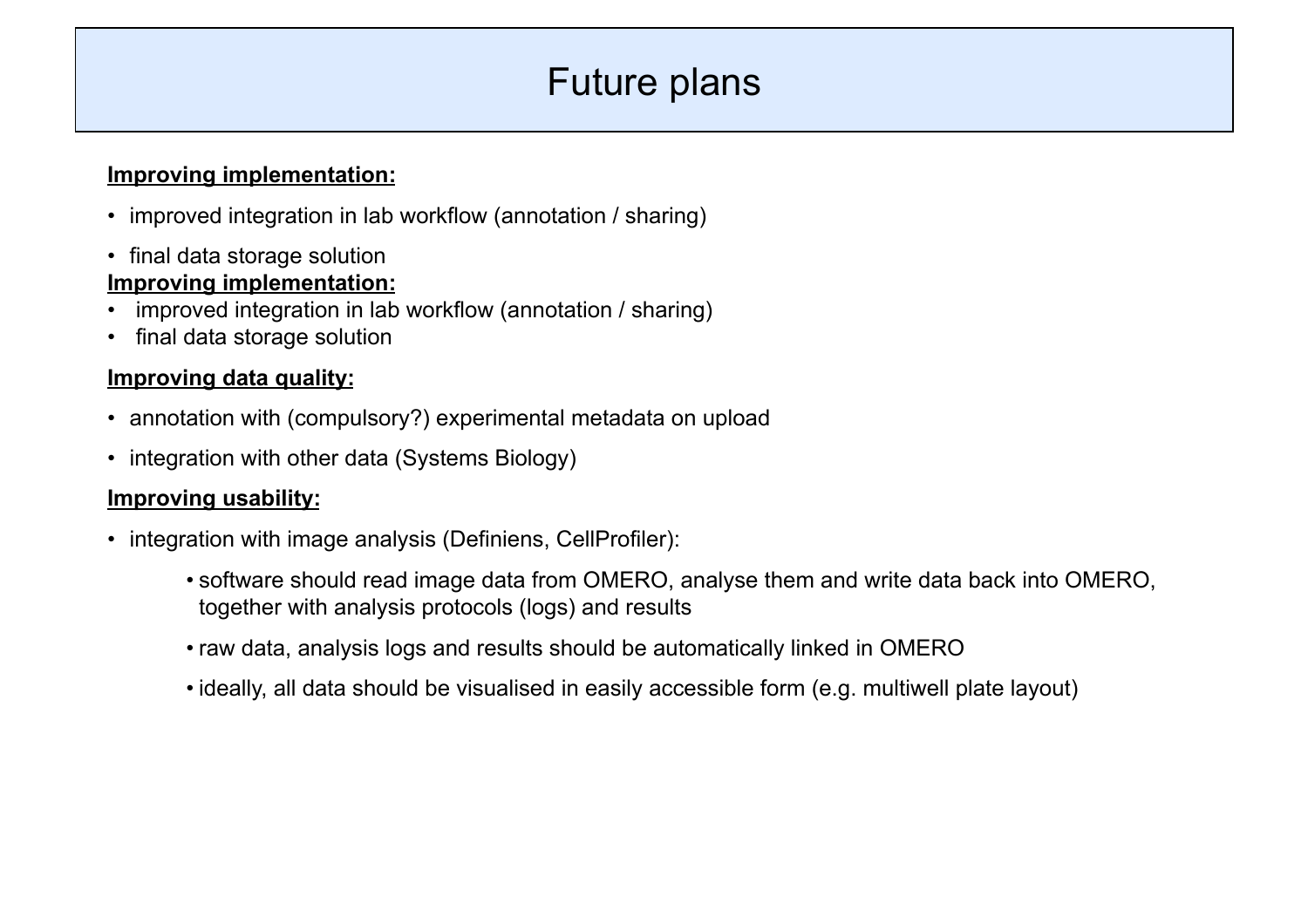# Future plans

**Improving implementation:**

- improved integration in lab workflow (annotation / sharing)
- final data storage solution

**Improving implementation:**

- improved integration in lab workflow (annotation / sharing)
- final data storage solution

**Improving data quality:**

- annotation with (compulsory?) experimental metadata on upload
- integration with other data (Systems Biology)

**Improving usability:**

- integration with image analysis (Definiens, CellProfiler):
  - software should read image data from OMERO, analyse them and write data back into OMERO, together with analysis protocols (logs) and results
  - raw data, analysis logs and results should be automatically linked in OMERO
  - ideally, all data should be visualised in easily accessible form (e.g. multiwell plate layout)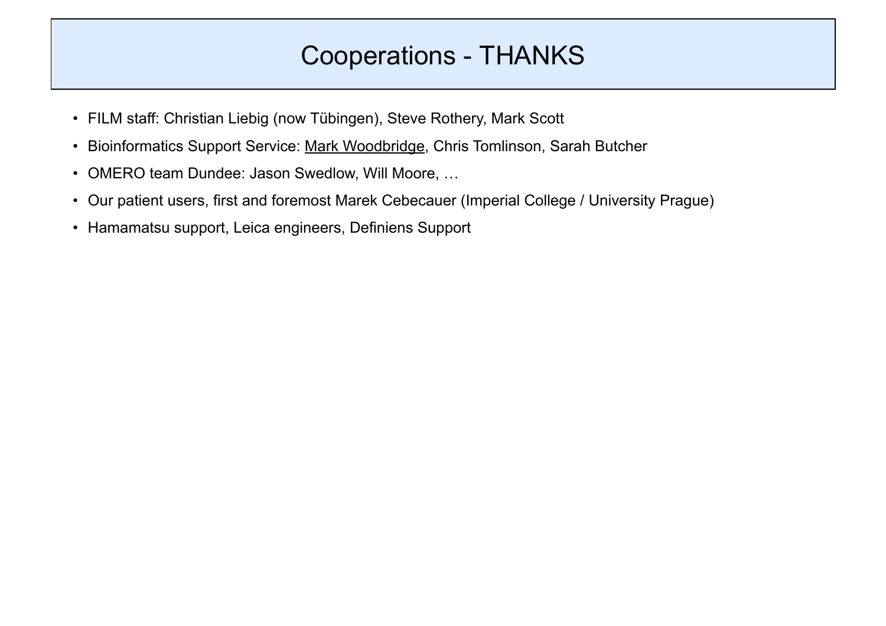# Cooperations - THANKS

- FILM staff: Christian Liebig (now Tübingen), Steve Rothery, Mark Scott
- Bioinformatics Support Service: Mark Woodbridge, Chris Tomlinson, Sarah Butcher
- OMERO team Dundee: Jason Swedlow, Will Moore, …
- Our patient users, first and foremost Marek Cebecauer (Imperial College / University Prague)
- Hamamatsu support, Leica engineers, Definiens Support